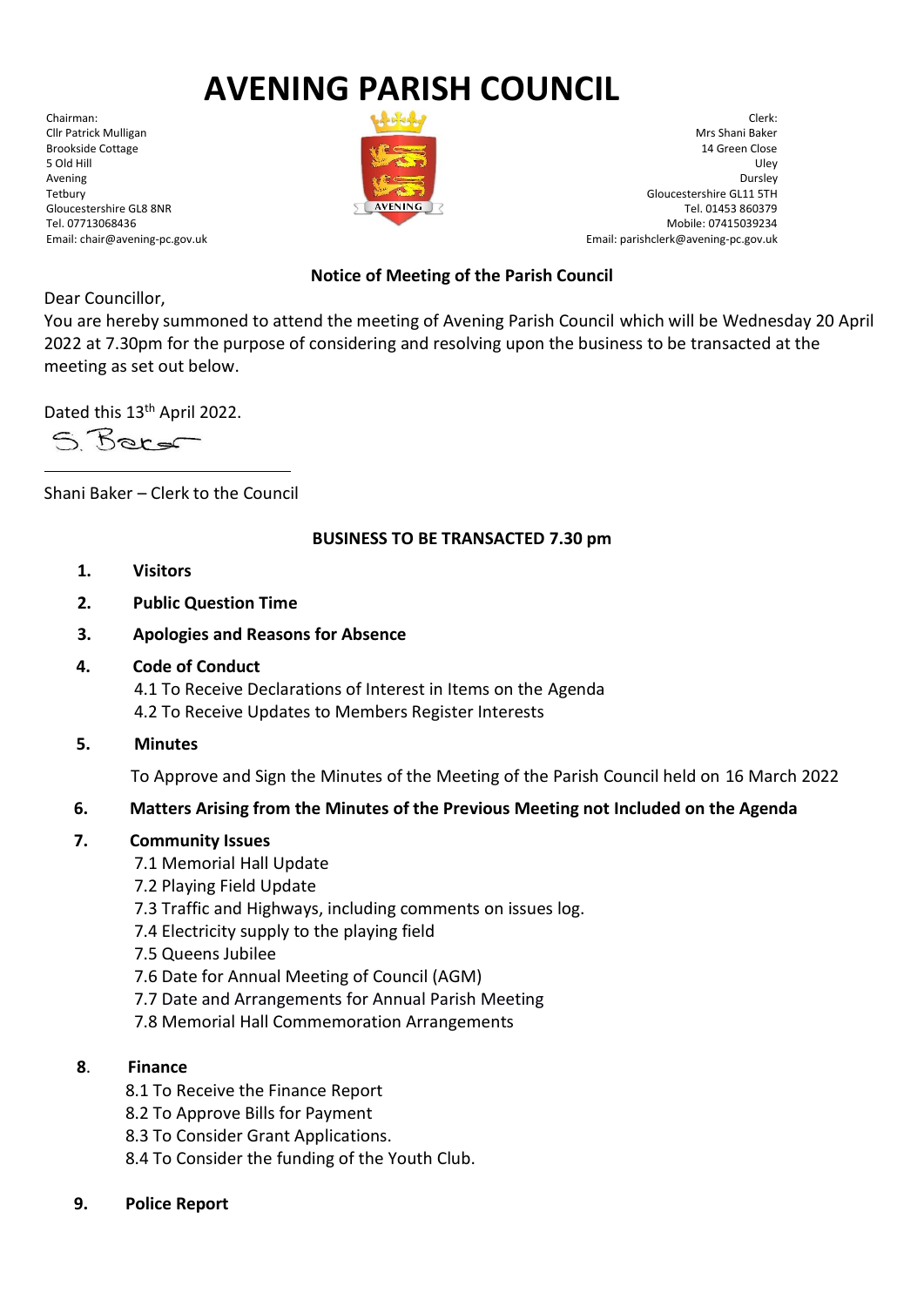# AVENING PARISH COUNCIL

Chairman:
Cllr Patrick Mulligan
Brookside Cottage
5 Old Hill
Avening
Tetbury
Gloucestershire GL8 8NR
Tel. 07713068436
Email: chair@avening-pc.gov.uk

Clerk:
Mrs Shani Baker
14 Green Close
Uley
Dursley
Gloucestershire GL11 5TH
Tel. 01453 860379
Mobile: 07415039234
Email: parishclerk@avening-pc.gov.uk

**Notice of Meeting of the Parish Council**

Dear Councillor,

You are hereby summoned to attend the meeting of Avening Parish Council which will be Wednesday 20 April 2022 at 7.30pm for the purpose of considering and resolving upon the business to be transacted at the meeting as set out below.

Dated this 13th April 2022.

S. Baker

Shani Baker – Clerk to the Council

**BUSINESS TO BE TRANSACTED 7.30 pm**

1. **Visitors**
2. **Public Question Time**
3. **Apologies and Reasons for Absence**
4. **Code of Conduct**
   4.1 To Receive Declarations of Interest in Items on the Agenda
   4.2 To Receive Updates to Members Register Interests
5. **Minutes**
   To Approve and Sign the Minutes of the Meeting of the Parish Council held on 16 March 2022
6. **Matters Arising from the Minutes of the Previous Meeting not Included on the Agenda**
7. **Community Issues**
   7.1 Memorial Hall Update
   7.2 Playing Field Update
   7.3 Traffic and Highways, including comments on issues log.
   7.4 Electricity supply to the playing field
   7.5 Queens Jubilee
   7.6 Date for Annual Meeting of Council (AGM)
   7.7 Date and Arrangements for Annual Parish Meeting
   7.8 Memorial Hall Commemoration Arrangements
8. **Finance**
   8.1 To Receive the Finance Report
   8.2 To Approve Bills for Payment
   8.3 To Consider Grant Applications.
   8.4 To Consider the funding of the Youth Club.
9. **Police Report**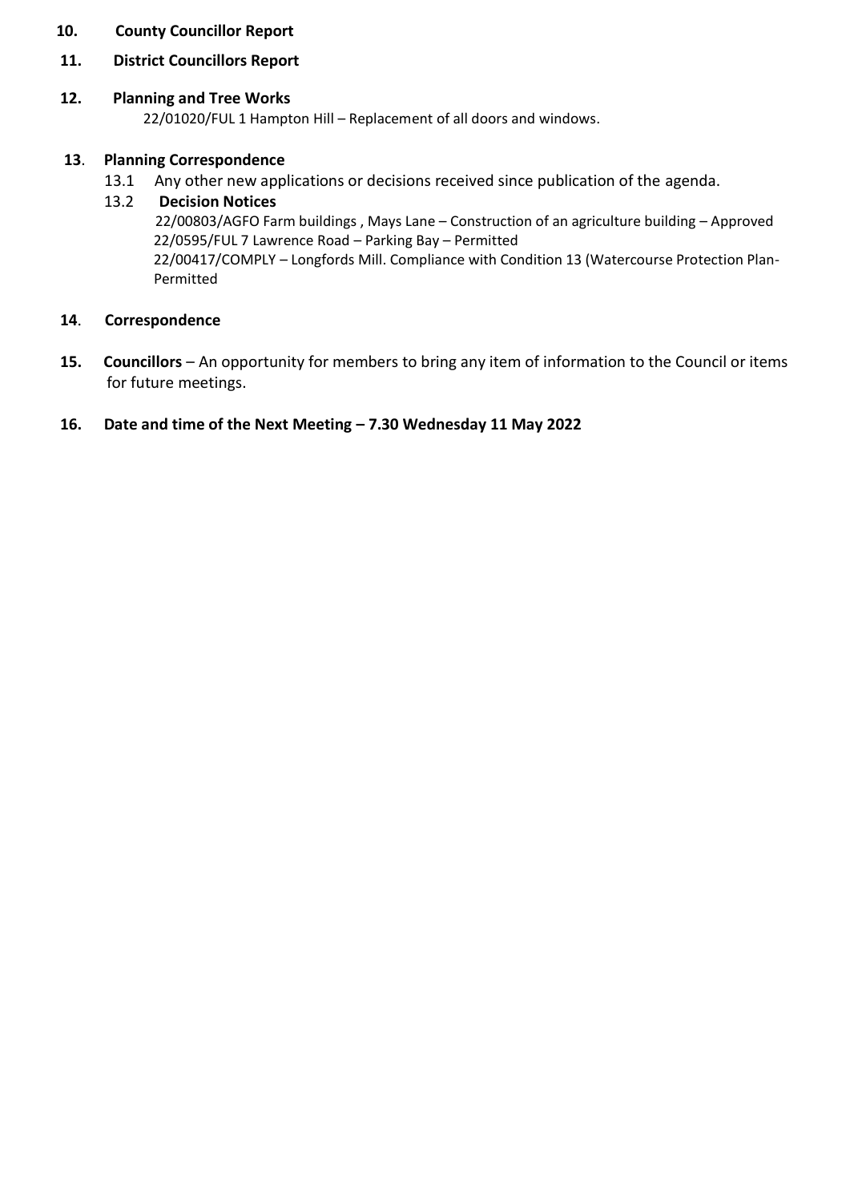**10. County Councillor Report**

**11. District Councillors Report**

**12. Planning and Tree Works**

22/01020/FUL 1 Hampton Hill – Replacement of all doors and windows.

**13. Planning Correspondence**

13.1 Any other new applications or decisions received since publication of the agenda.

13.2 **Decision Notices**

22/00803/AGFO Farm buildings , Mays Lane – Construction of an agriculture building – Approved
22/0595/FUL 7 Lawrence Road – Parking Bay – Permitted
22/00417/COMPLY – Longfords Mill. Compliance with Condition 13 (Watercourse Protection Plan- Permitted

**14. Correspondence**

**15. Councillors** – An opportunity for members to bring any item of information to the Council or items for future meetings.

**16. Date and time of the Next Meeting – 7.30 Wednesday 11 May 2022**